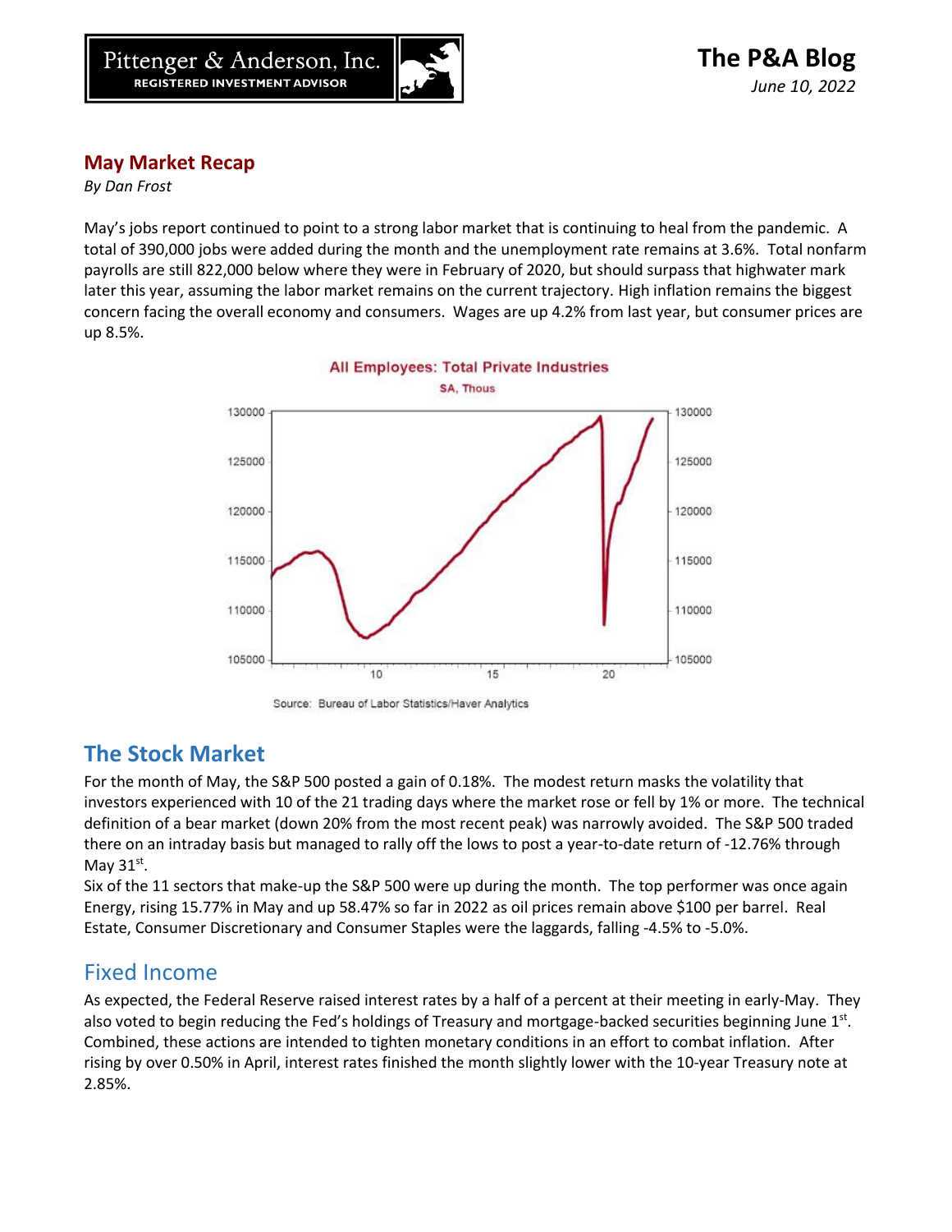# The P&A Blog

*June 10, 2022*

## May Market Recap

*By Dan Frost*

May's jobs report continued to point to a strong labor market that is continuing to heal from the pandemic. A total of 390,000 jobs were added during the month and the unemployment rate remains at 3.6%. Total nonfarm payrolls are still 822,000 below where they were in February of 2020, but should surpass that highwater mark later this year, assuming the labor market remains on the current trajectory. High inflation remains the biggest concern facing the overall economy and consumers. Wages are up 4.2% from last year, but consumer prices are up 8.5%.

All Employees: Total Private Industries

SA, Thous

Source: Bureau of Labor Statistics/Haver Analytics

## The Stock Market

For the month of May, the S&P 500 posted a gain of 0.18%. The modest return masks the volatility that investors experienced with 10 of the 21 trading days where the market rose or fell by 1% or more. The technical definition of a bear market (down 20% from the most recent peak) was narrowly avoided. The S&P 500 traded there on an intraday basis but managed to rally off the lows to post a year-to-date return of -12.76% through May 31st.

Six of the 11 sectors that make-up the S&P 500 were up during the month. The top performer was once again Energy, rising 15.77% in May and up 58.47% so far in 2022 as oil prices remain above $100 per barrel. Real Estate, Consumer Discretionary and Consumer Staples were the laggards, falling -4.5% to -5.0%.

## Fixed Income

As expected, the Federal Reserve raised interest rates by a half of a percent at their meeting in early-May. They also voted to begin reducing the Fed's holdings of Treasury and mortgage-backed securities beginning June 1st. Combined, these actions are intended to tighten monetary conditions in an effort to combat inflation. After rising by over 0.50% in April, interest rates finished the month slightly lower with the 10-year Treasury note at 2.85%.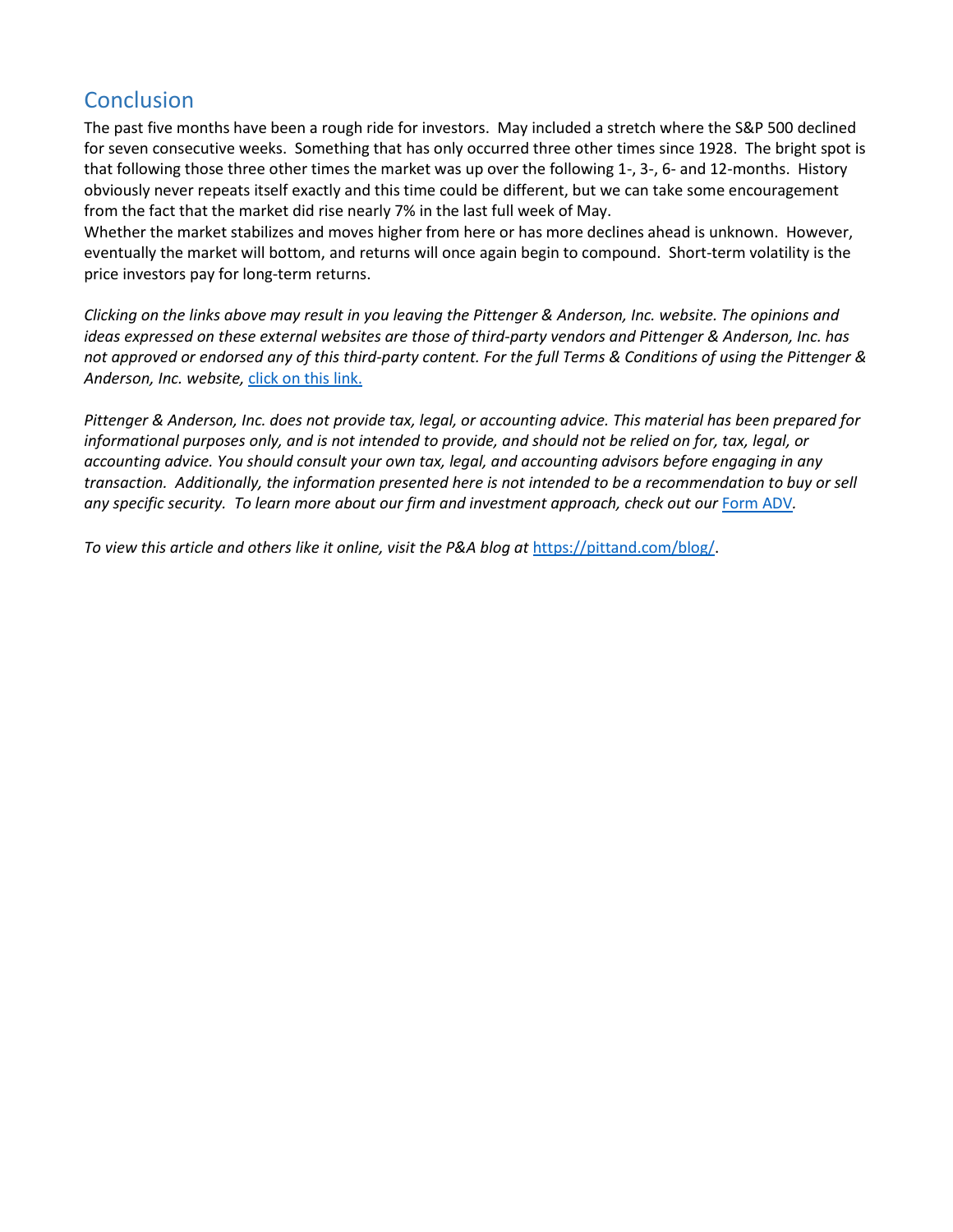## Conclusion

The past five months have been a rough ride for investors. May included a stretch where the S&P 500 declined for seven consecutive weeks. Something that has only occurred three other times since 1928. The bright spot is that following those three other times the market was up over the following 1-, 3-, 6- and 12-months. History obviously never repeats itself exactly and this time could be different, but we can take some encouragement from the fact that the market did rise nearly 7% in the last full week of May.

Whether the market stabilizes and moves higher from here or has more declines ahead is unknown. However, eventually the market will bottom, and returns will once again begin to compound. Short-term volatility is the price investors pay for long-term returns.

*Clicking on the links above may result in you leaving the Pittenger & Anderson, Inc. website. The opinions and ideas expressed on these external websites are those of third-party vendors and Pittenger & Anderson, Inc. has not approved or endorsed any of this third-party content. For the full Terms & Conditions of using the Pittenger & Anderson, Inc. website,* [click on this link.]()

*Pittenger & Anderson, Inc. does not provide tax, legal, or accounting advice. This material has been prepared for informational purposes only, and is not intended to provide, and should not be relied on for, tax, legal, or accounting advice. You should consult your own tax, legal, and accounting advisors before engaging in any transaction. Additionally, the information presented here is not intended to be a recommendation to buy or sell any specific security. To learn more about our firm and investment approach, check out our* [Form ADV]()*.*

*To view this article and others like it online, visit the P&A blog at* [https://pittand.com/blog/](https://pittand.com/blog/).